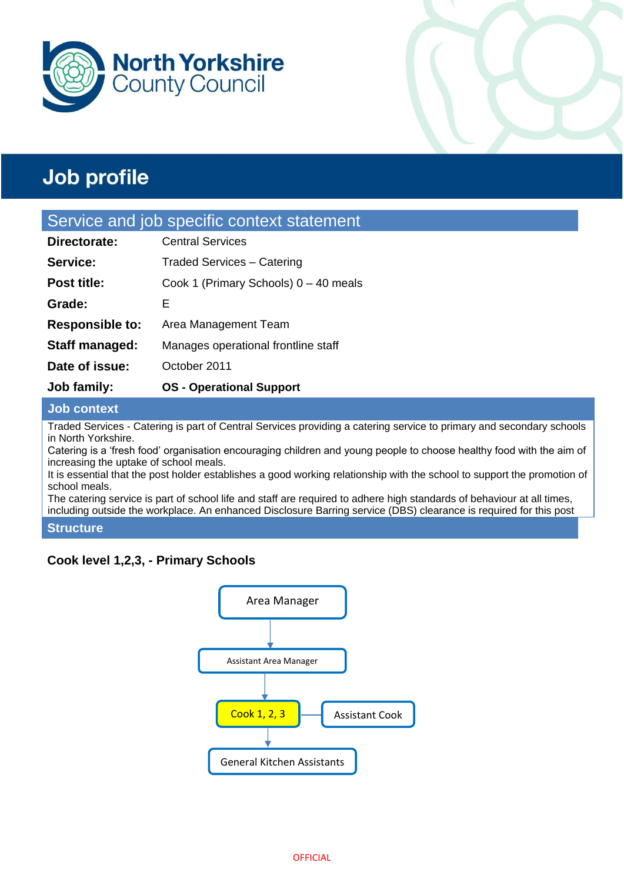North Yorkshire County Council

# Job profile

## Service and job specific context statement

| | |
|---|---|
| **Directorate:** | Central Services |
| **Service:** | Traded Services – Catering |
| **Post title:** | Cook 1 (Primary Schools) 0 – 40 meals |
| **Grade:** | E |
| **Responsible to:** | Area Management Team |
| **Staff managed:** | Manages operational frontline staff |
| **Date of issue:** | October 2011 |
| **Job family:** | **OS - Operational Support** |

## Job context

Traded Services - Catering is part of Central Services providing a catering service to primary and secondary schools in North Yorkshire.
Catering is a 'fresh food' organisation encouraging children and young people to choose healthy food with the aim of increasing the uptake of school meals.
It is essential that the post holder establishes a good working relationship with the school to support the promotion of school meals.
The catering service is part of school life and staff are required to adhere high standards of behaviour at all times, including outside the workplace. An enhanced Disclosure Barring service (DBS) clearance is required for this post

## Structure

**Cook level 1,2,3, - Primary Schools**

- Area Manager
  - Assistant Area Manager
    - Cook 1, 2, 3 — Assistant Cook
      - General Kitchen Assistants

OFFICIAL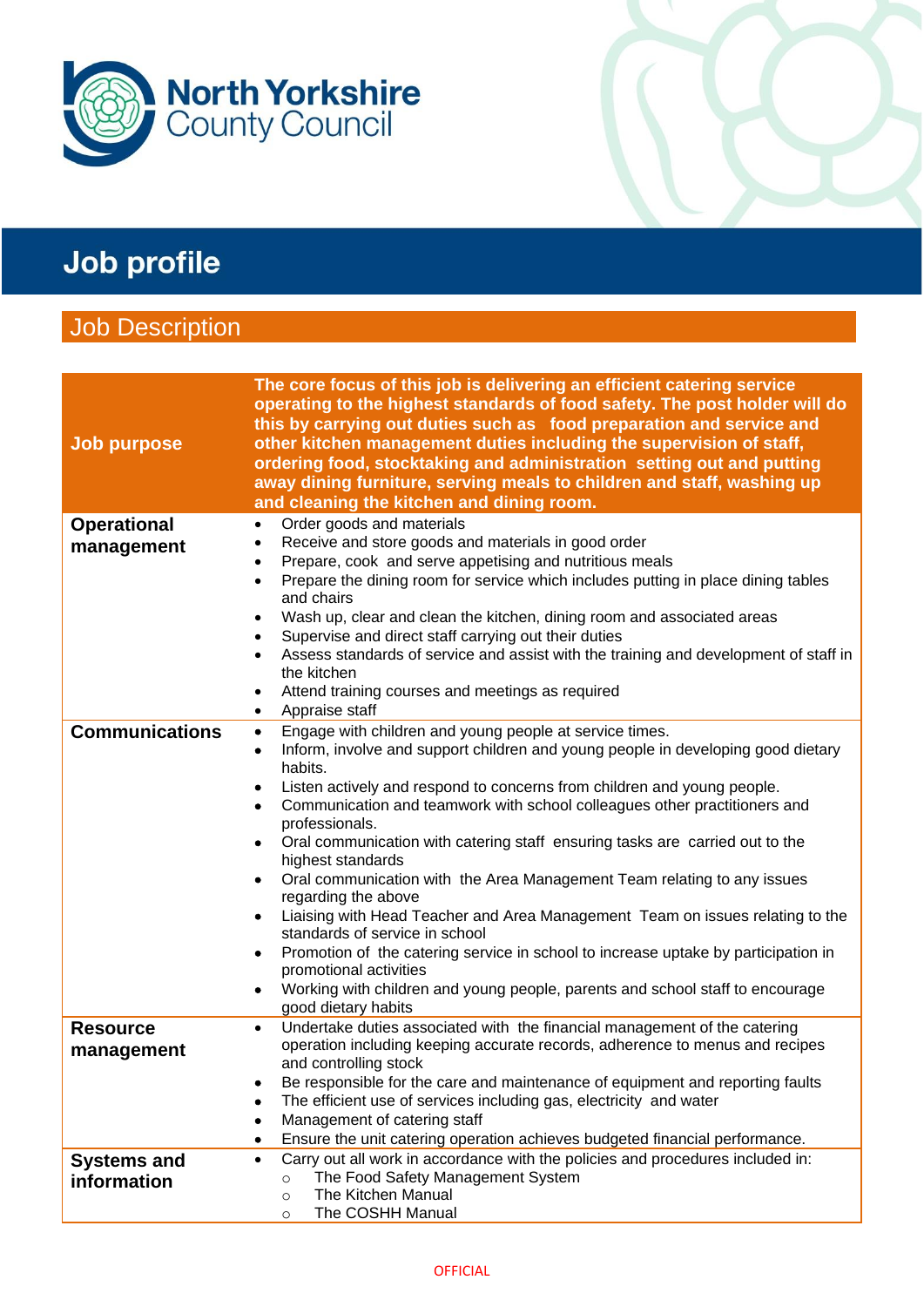North Yorkshire County Council

# Job profile

## Job Description

| | |
|---|---|
| **Job purpose** | **The core focus of this job is delivering an efficient catering service operating to the highest standards of food safety. The post holder will do this by carrying out duties such as food preparation and service and other kitchen management duties including the supervision of staff, ordering food, stocktaking and administration setting out and putting away dining furniture, serving meals to children and staff, washing up and cleaning the kitchen and dining room.** |
| **Operational management** | • Order goods and materials<br>• Receive and store goods and materials in good order<br>• Prepare, cook and serve appetising and nutritious meals<br>• Prepare the dining room for service which includes putting in place dining tables and chairs<br>• Wash up, clear and clean the kitchen, dining room and associated areas<br>• Supervise and direct staff carrying out their duties<br>• Assess standards of service and assist with the training and development of staff in the kitchen<br>• Attend training courses and meetings as required<br>• Appraise staff |
| **Communications** | • Engage with children and young people at service times.<br>• Inform, involve and support children and young people in developing good dietary habits.<br>• Listen actively and respond to concerns from children and young people.<br>• Communication and teamwork with school colleagues other practitioners and professionals.<br>• Oral communication with catering staff ensuring tasks are carried out to the highest standards<br>• Oral communication with the Area Management Team relating to any issues regarding the above<br>• Liaising with Head Teacher and Area Management Team on issues relating to the standards of service in school<br>• Promotion of the catering service in school to increase uptake by participation in promotional activities<br>• Working with children and young people, parents and school staff to encourage good dietary habits |
| **Resource management** | • Undertake duties associated with the financial management of the catering operation including keeping accurate records, adherence to menus and recipes and controlling stock<br>• Be responsible for the care and maintenance of equipment and reporting faults<br>• The efficient use of services including gas, electricity and water<br>• Management of catering staff<br>• Ensure the unit catering operation achieves budgeted financial performance. |
| **Systems and information** | • Carry out all work in accordance with the policies and procedures included in:<br>&nbsp;&nbsp;○ The Food Safety Management System<br>&nbsp;&nbsp;○ The Kitchen Manual<br>&nbsp;&nbsp;○ The COSHH Manual |

OFFICIAL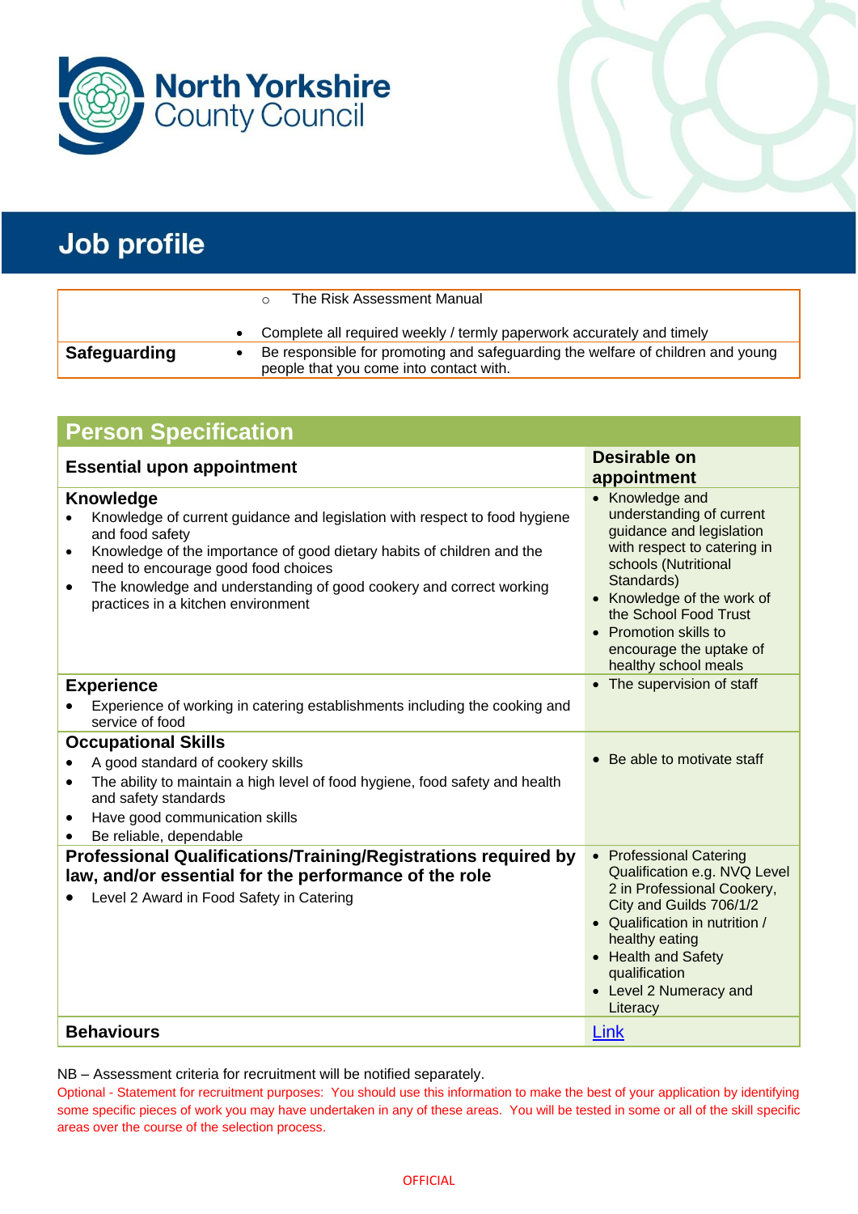# Job profile

| | |
|---|---|
| | ○ The Risk Assessment Manual<br>• Complete all required weekly / termly paperwork accurately and timely |
| **Safeguarding** | • Be responsible for promoting and safeguarding the welfare of children and young people that you come into contact with. |

## Person Specification

| **Essential upon appointment** | **Desirable on appointment** |
|---|---|
| **Knowledge**<br>• Knowledge of current guidance and legislation with respect to food hygiene and food safety<br>• Knowledge of the importance of good dietary habits of children and the need to encourage good food choices<br>• The knowledge and understanding of good cookery and correct working practices in a kitchen environment | • Knowledge and understanding of current guidance and legislation with respect to catering in schools (Nutritional Standards)<br>• Knowledge of the work of the School Food Trust<br>• Promotion skills to encourage the uptake of healthy school meals |
| **Experience**<br>• Experience of working in catering establishments including the cooking and service of food | • The supervision of staff |
| **Occupational Skills**<br>• A good standard of cookery skills<br>• The ability to maintain a high level of food hygiene, food safety and health and safety standards<br>• Have good communication skills<br>• Be reliable, dependable | • Be able to motivate staff |
| **Professional Qualifications/Training/Registrations required by law, and/or essential for the performance of the role**<br>• Level 2 Award in Food Safety in Catering | • Professional Catering Qualification e.g. NVQ Level 2 in Professional Cookery, City and Guilds 706/1/2<br>• Qualification in nutrition / healthy eating<br>• Health and Safety qualification<br>• Level 2 Numeracy and Literacy |
| **Behaviours** | Link |

NB – Assessment criteria for recruitment will be notified separately.

Optional - Statement for recruitment purposes: You should use this information to make the best of your application by identifying some specific pieces of work you may have undertaken in any of these areas. You will be tested in some or all of the skill specific areas over the course of the selection process.

OFFICIAL